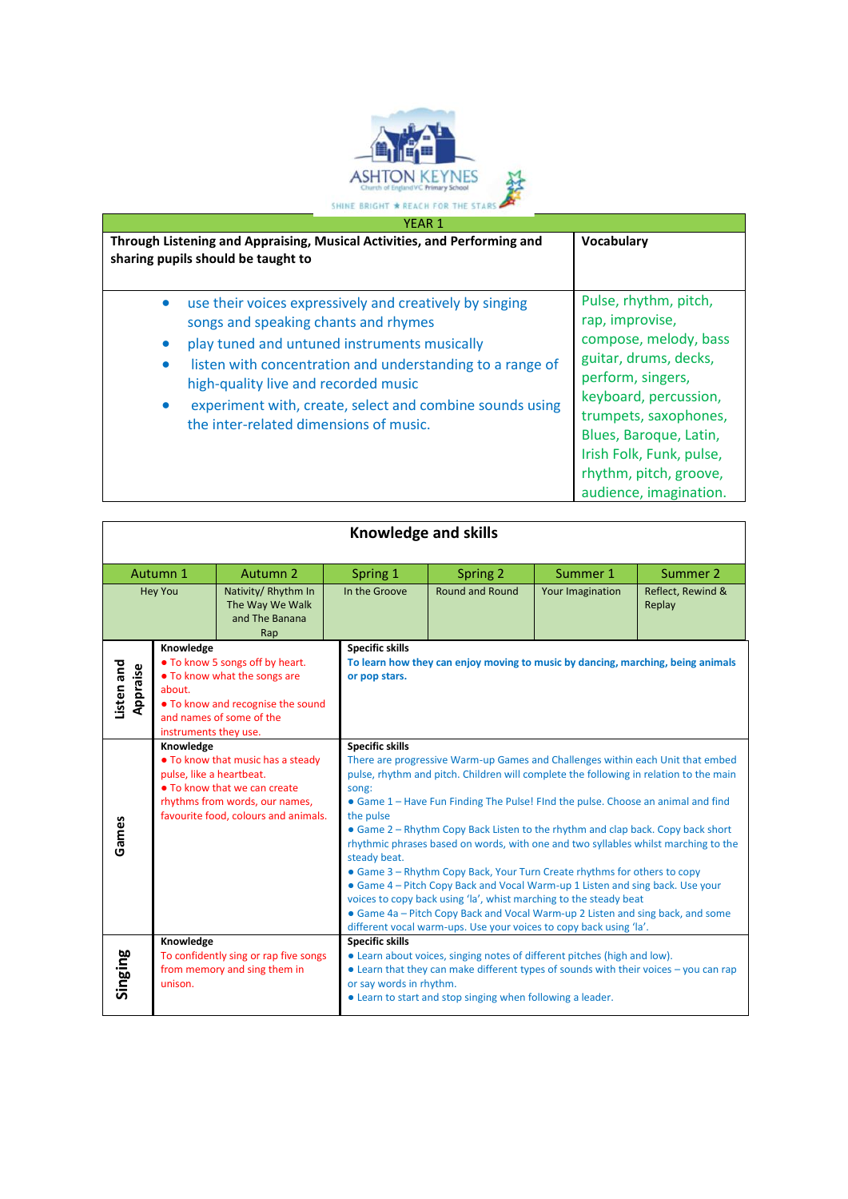ASHTON KEYNES
Church of England VC Primary School
SHINE BRIGHT ★ REACH FOR THE STARS

| YEAR 1 | |
|---|---|
| **Through Listening and Appraising, Musical Activities, and Performing and sharing pupils should be taught to** | **Vocabulary** |
| • use their voices expressively and creatively by singing songs and speaking chants and rhymes<br>• play tuned and untuned instruments musically<br>• listen with concentration and understanding to a range of high-quality live and recorded music<br>• experiment with, create, select and combine sounds using the inter-related dimensions of music. | Pulse, rhythm, pitch, rap, improvise, compose, melody, bass guitar, drums, decks, perform, singers, keyboard, percussion, trumpets, saxophones, Blues, Baroque, Latin, Irish Folk, Funk, pulse, rhythm, pitch, groove, audience, imagination. |

## Knowledge and skills

| Autumn 1 | Autumn 2 | Spring 1 | Spring 2 | Summer 1 | Summer 2 |
|---|---|---|---|---|---|
| Hey You | Nativity/ Rhythm In The Way We Walk and The Banana Rap | In the Groove | Round and Round | Your Imagination | Reflect, Rewind & Replay |

| | Knowledge | Specific skills |
|---|---|---|
| **Listen and Appraise** | • To know 5 songs off by heart.<br>• To know what the songs are about.<br>• To know and recognise the sound and names of some of the instruments they use. | **To learn how they can enjoy moving to music by dancing, marching, being animals or pop stars.** |
| **Games** | • To know that music has a steady pulse, like a heartbeat.<br>• To know that we can create rhythms from words, our names, favourite food, colours and animals. | There are progressive Warm-up Games and Challenges within each Unit that embed pulse, rhythm and pitch. Children will complete the following in relation to the main song:<br>• Game 1 – Have Fun Finding The Pulse! FInd the pulse. Choose an animal and find the pulse<br>• Game 2 – Rhythm Copy Back Listen to the rhythm and clap back. Copy back short rhythmic phrases based on words, with one and two syllables whilst marching to the steady beat.<br>• Game 3 – Rhythm Copy Back, Your Turn Create rhythms for others to copy<br>• Game 4 – Pitch Copy Back and Vocal Warm-up 1 Listen and sing back. Use your voices to copy back using 'la', whilst marching to the steady beat<br>• Game 4a – Pitch Copy Back and Vocal Warm-up 2 Listen and sing back, and some different vocal warm-ups. Use your voices to copy back using 'la'. |
| **Singing** | To confidently sing or rap five songs from memory and sing them in unison. | • Learn about voices, singing notes of different pitches (high and low).<br>• Learn that they can make different types of sounds with their voices – you can rap or say words in rhythm.<br>• Learn to start and stop singing when following a leader. |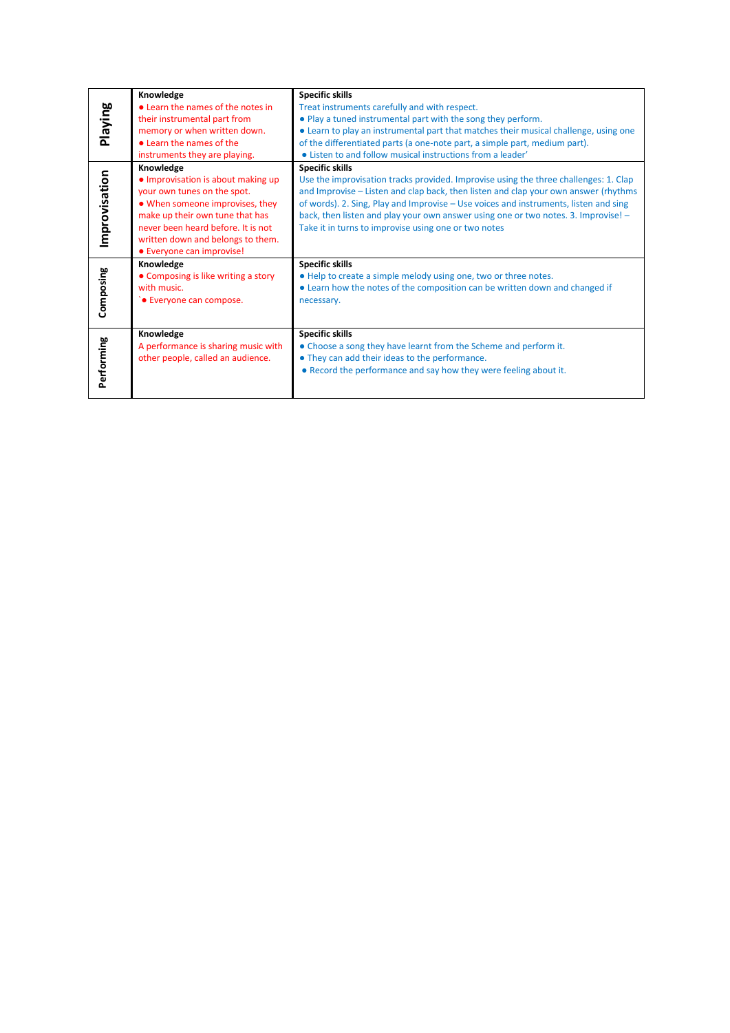| | | |
|---|---|---|
| Playing | **Knowledge**<br>● Learn the names of the notes in their instrumental part from memory or when written down.<br>● Learn the names of the instruments they are playing. | **Specific skills**<br>Treat instruments carefully and with respect.<br>● Play a tuned instrumental part with the song they perform.<br>● Learn to play an instrumental part that matches their musical challenge, using one of the differentiated parts (a one-note part, a simple part, medium part).<br>● Listen to and follow musical instructions from a leader' |
| Improvisation | **Knowledge**<br>● Improvisation is about making up your own tunes on the spot.<br>● When someone improvises, they make up their own tune that has never been heard before. It is not written down and belongs to them.<br>● Everyone can improvise! | **Specific skills**<br>Use the improvisation tracks provided. Improvise using the three challenges: 1. Clap and Improvise – Listen and clap back, then listen and clap your own answer (rhythms of words). 2. Sing, Play and Improvise – Use voices and instruments, listen and sing back, then listen and play your own answer using one or two notes. 3. Improvise! – Take it in turns to improvise using one or two notes |
| Composing | **Knowledge**<br>● Composing is like writing a story with music.<br>`● Everyone can compose. | **Specific skills**<br>● Help to create a simple melody using one, two or three notes.<br>● Learn how the notes of the composition can be written down and changed if necessary. |
| Performing | **Knowledge**<br>A performance is sharing music with other people, called an audience. | **Specific skills**<br>● Choose a song they have learnt from the Scheme and perform it.<br>● They can add their ideas to the performance.<br>● Record the performance and say how they were feeling about it. |